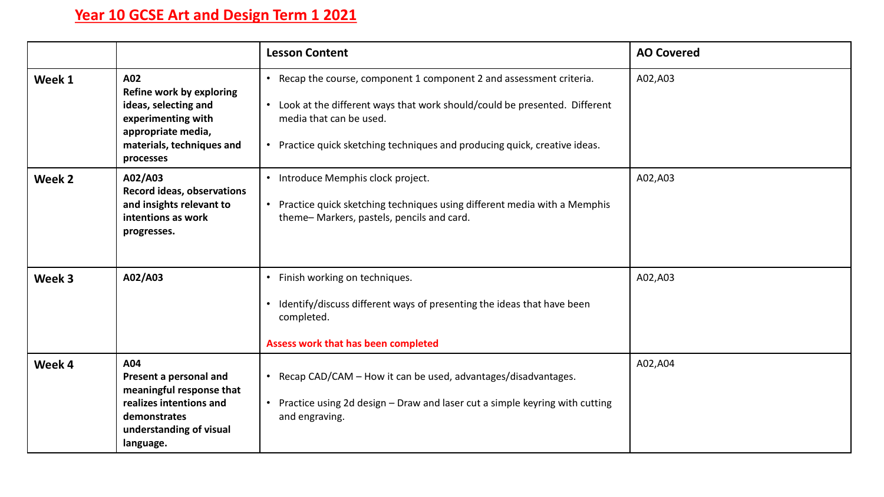# Year 10 GCSE Art and Design Term 1 2021

| | | Lesson Content | AO Covered |
|---|---|---|---|
| **Week 1** | **A02**<br>**Refine work by exploring ideas, selecting and experimenting with appropriate media, materials, techniques and processes** | • Recap the course, component 1 component 2 and assessment criteria.<br><br>• Look at the different ways that work should/could be presented. Different media that can be used.<br><br>• Practice quick sketching techniques and producing quick, creative ideas. | A02,A03 |
| **Week 2** | **A02/A03**<br>**Record ideas, observations and insights relevant to intentions as work progresses.** | • Introduce Memphis clock project.<br><br>• Practice quick sketching techniques using different media with a Memphis theme– Markers, pastels, pencils and card. | A02,A03 |
| **Week 3** | **A02/A03** | • Finish working on techniques.<br><br>• Identify/discuss different ways of presenting the ideas that have been completed.<br><br>**Assess work that has been completed** | A02,A03 |
| **Week 4** | **A04**<br>**Present a personal and meaningful response that realizes intentions and demonstrates understanding of visual language.** | • Recap CAD/CAM – How it can be used, advantages/disadvantages.<br><br>• Practice using 2d design – Draw and laser cut a simple keyring with cutting and engraving. | A02,A04 |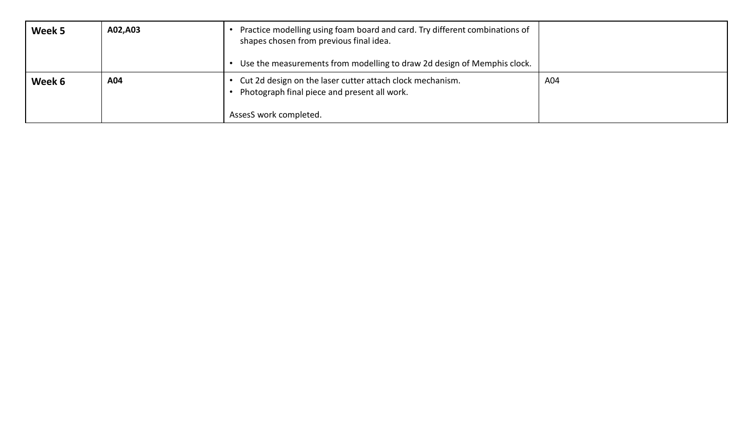| | | | |
|---|---|---|---|
| **Week 5** | **A02,A03** | • Practice modelling using foam board and card. Try different combinations of shapes chosen from previous final idea.<br><br>• Use the measurements from modelling to draw 2d design of Memphis clock. | |
| **Week 6** | **A04** | • Cut 2d design on the laser cutter attach clock mechanism.<br>• Photograph final piece and present all work.<br><br>AssesS work completed. | A04 |